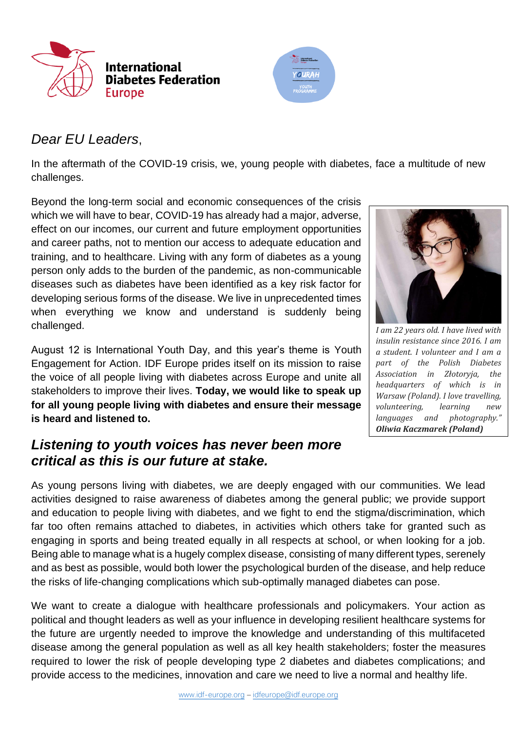International Diabetes Federation Europe

*Dear EU Leaders*,

In the aftermath of the COVID-19 crisis, we, young people with diabetes, face a multitude of new challenges.

Beyond the long-term social and economic consequences of the crisis which we will have to bear, COVID-19 has already had a major, adverse, effect on our incomes, our current and future employment opportunities and career paths, not to mention our access to adequate education and training, and to healthcare. Living with any form of diabetes as a young person only adds to the burden of the pandemic, as non-communicable diseases such as diabetes have been identified as a key risk factor for developing serious forms of the disease. We live in unprecedented times when everything we know and understand is suddenly being challenged.

August 12 is International Youth Day, and this year's theme is Youth Engagement for Action. IDF Europe prides itself on its mission to raise the voice of all people living with diabetes across Europe and unite all stakeholders to improve their lives. **Today, we would like to speak up for all young people living with diabetes and ensure their message is heard and listened to.**

*I am 22 years old. I have lived with insulin resistance since 2016. I am a student. I volunteer and I am a part of the Polish Diabetes Association in Złotoryja, the headquarters of which is in Warsaw (Poland). I love travelling, volunteering, learning new languages and photography."*
***Oliwia Kaczmarek (Poland)***

## *Listening to youth voices has never been more critical as this is our future at stake.*

As young persons living with diabetes, we are deeply engaged with our communities. We lead activities designed to raise awareness of diabetes among the general public; we provide support and education to people living with diabetes, and we fight to end the stigma/discrimination, which far too often remains attached to diabetes, in activities which others take for granted such as engaging in sports and being treated equally in all respects at school, or when looking for a job. Being able to manage what is a hugely complex disease, consisting of many different types, serenely and as best as possible, would both lower the psychological burden of the disease, and help reduce the risks of life-changing complications which sub-optimally managed diabetes can pose.

We want to create a dialogue with healthcare professionals and policymakers. Your action as political and thought leaders as well as your influence in developing resilient healthcare systems for the future are urgently needed to improve the knowledge and understanding of this multifaceted disease among the general population as well as all key health stakeholders; foster the measures required to lower the risk of people developing type 2 diabetes and diabetes complications; and provide access to the medicines, innovation and care we need to live a normal and healthy life.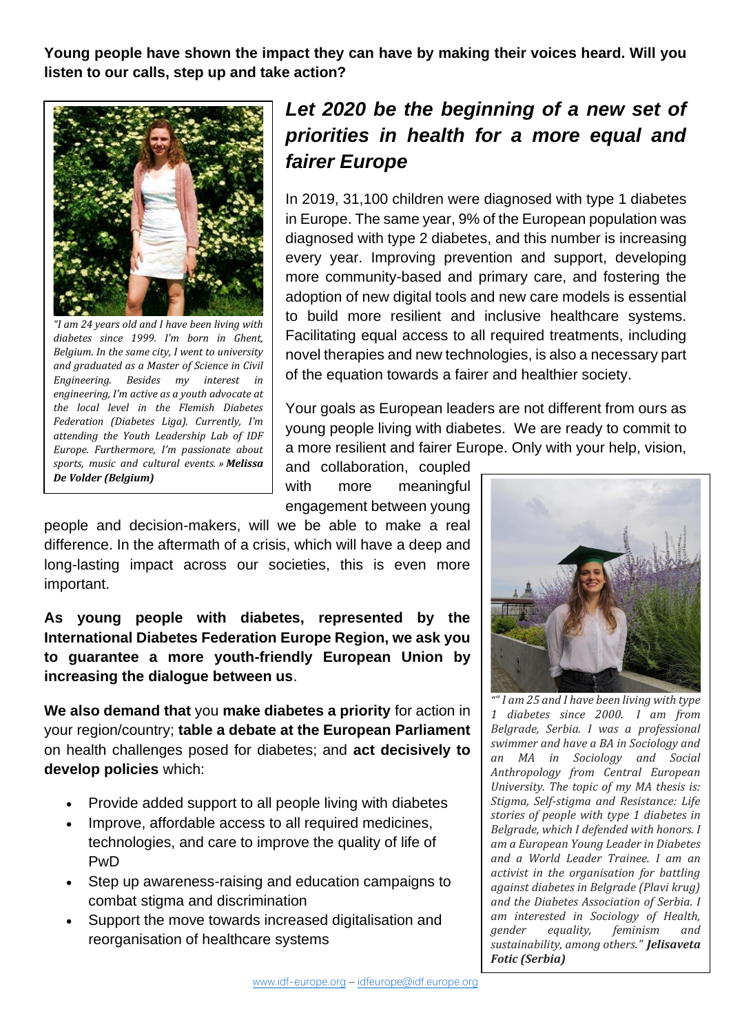**Young people have shown the impact they can have by making their voices heard. Will you listen to our calls, step up and take action?**

*"I am 24 years old and I have been living with diabetes since 1999. I'm born in Ghent, Belgium. In the same city, I went to university and graduated as a Master of Science in Civil Engineering. Besides my interest in engineering, I'm active as a youth advocate at the local level in the Flemish Diabetes Federation (Diabetes Liga). Currently, I'm attending the Youth Leadership Lab of IDF Europe. Furthermore, I'm passionate about sports, music and cultural events. »* ***Melissa De Volder (Belgium)***

## *Let 2020 be the beginning of a new set of priorities in health for a more equal and fairer Europe*

In 2019, 31,100 children were diagnosed with type 1 diabetes in Europe. The same year, 9% of the European population was diagnosed with type 2 diabetes, and this number is increasing every year. Improving prevention and support, developing more community-based and primary care, and fostering the adoption of new digital tools and new care models is essential to build more resilient and inclusive healthcare systems. Facilitating equal access to all required treatments, including novel therapies and new technologies, is also a necessary part of the equation towards a fairer and healthier society.

Your goals as European leaders are not different from ours as young people living with diabetes. We are ready to commit to a more resilient and fairer Europe. Only with your help, vision, and collaboration, coupled with more meaningful engagement between young people and decision-makers, will we be able to make a real difference. In the aftermath of a crisis, which will have a deep and long-lasting impact across our societies, this is even more important.

**As young people with diabetes, represented by the International Diabetes Federation Europe Region, we ask you to guarantee a more youth-friendly European Union by increasing the dialogue between us**.

**We also demand that** you **make diabetes a priority** for action in your region/country; **table a debate at the European Parliament** on health challenges posed for diabetes; and **act decisively to develop policies** which:

- Provide added support to all people living with diabetes
- Improve, affordable access to all required medicines, technologies, and care to improve the quality of life of PwD
- Step up awareness-raising and education campaigns to combat stigma and discrimination
- Support the move towards increased digitalisation and reorganisation of healthcare systems

*"" I am 25 and I have been living with type 1 diabetes since 2000. I am from Belgrade, Serbia. I was a professional swimmer and have a BA in Sociology and an MA in Sociology and Social Anthropology from Central European University. The topic of my MA thesis is: Stigma, Self-stigma and Resistance: Life stories of people with type 1 diabetes in Belgrade, which I defended with honors. I am a European Young Leader in Diabetes and a World Leader Trainee. I am an activist in the organisation for battling against diabetes in Belgrade (Plavi krug) and the Diabetes Association of Serbia. I am interested in Sociology of Health, gender equality, feminism and sustainability, among others."* ***Jelisaveta Fotic (Serbia)***

www.idf-europe.org – idfeurope@idf.europe.org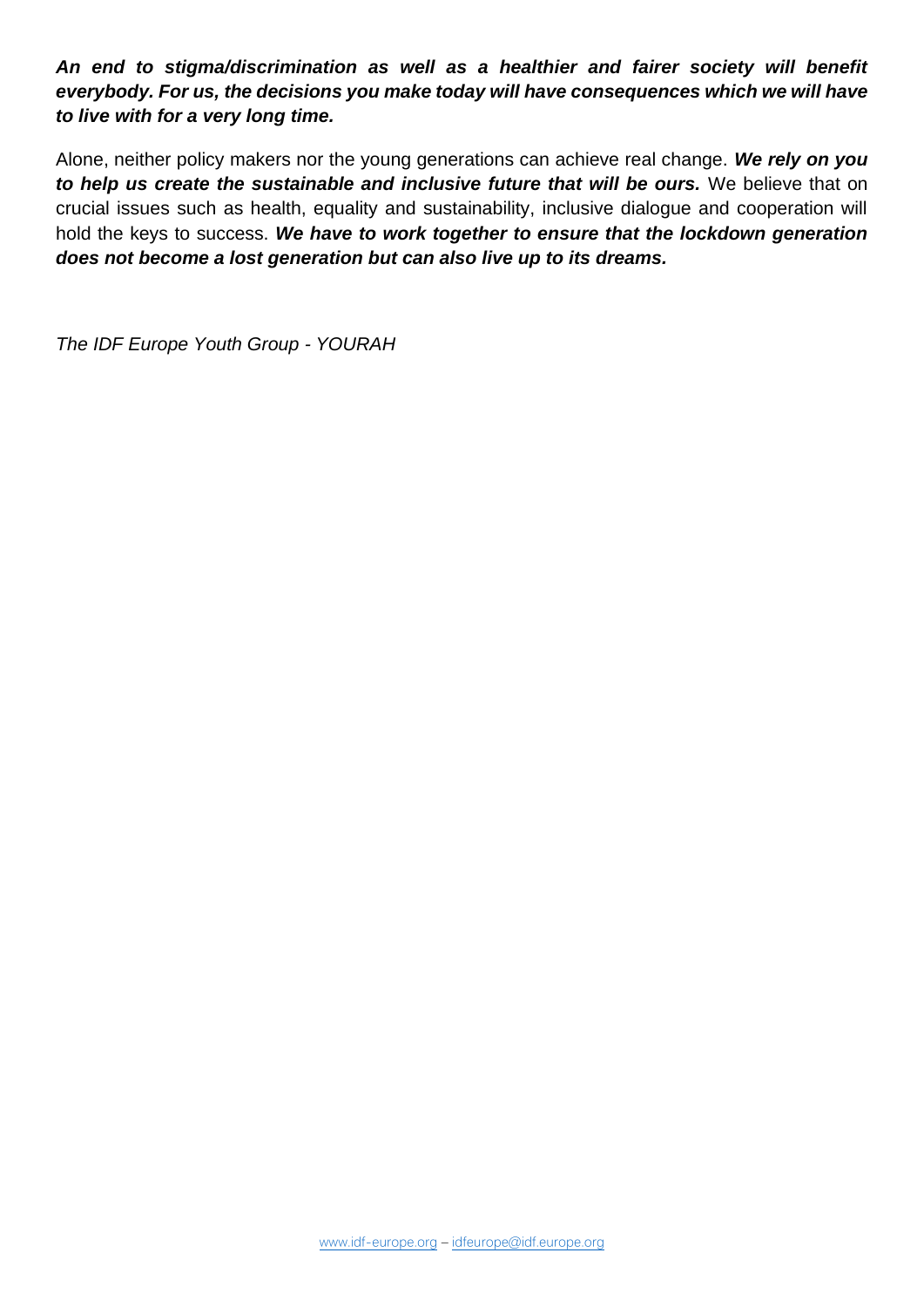***An end to stigma/discrimination as well as a healthier and fairer society will benefit everybody. For us, the decisions you make today will have consequences which we will have to live with for a very long time.***

Alone, neither policy makers nor the young generations can achieve real change. ***We rely on you to help us create the sustainable and inclusive future that will be ours.*** We believe that on crucial issues such as health, equality and sustainability, inclusive dialogue and cooperation will hold the keys to success. ***We have to work together to ensure that the lockdown generation does not become a lost generation but can also live up to its dreams.***

*The IDF Europe Youth Group - YOURAH*